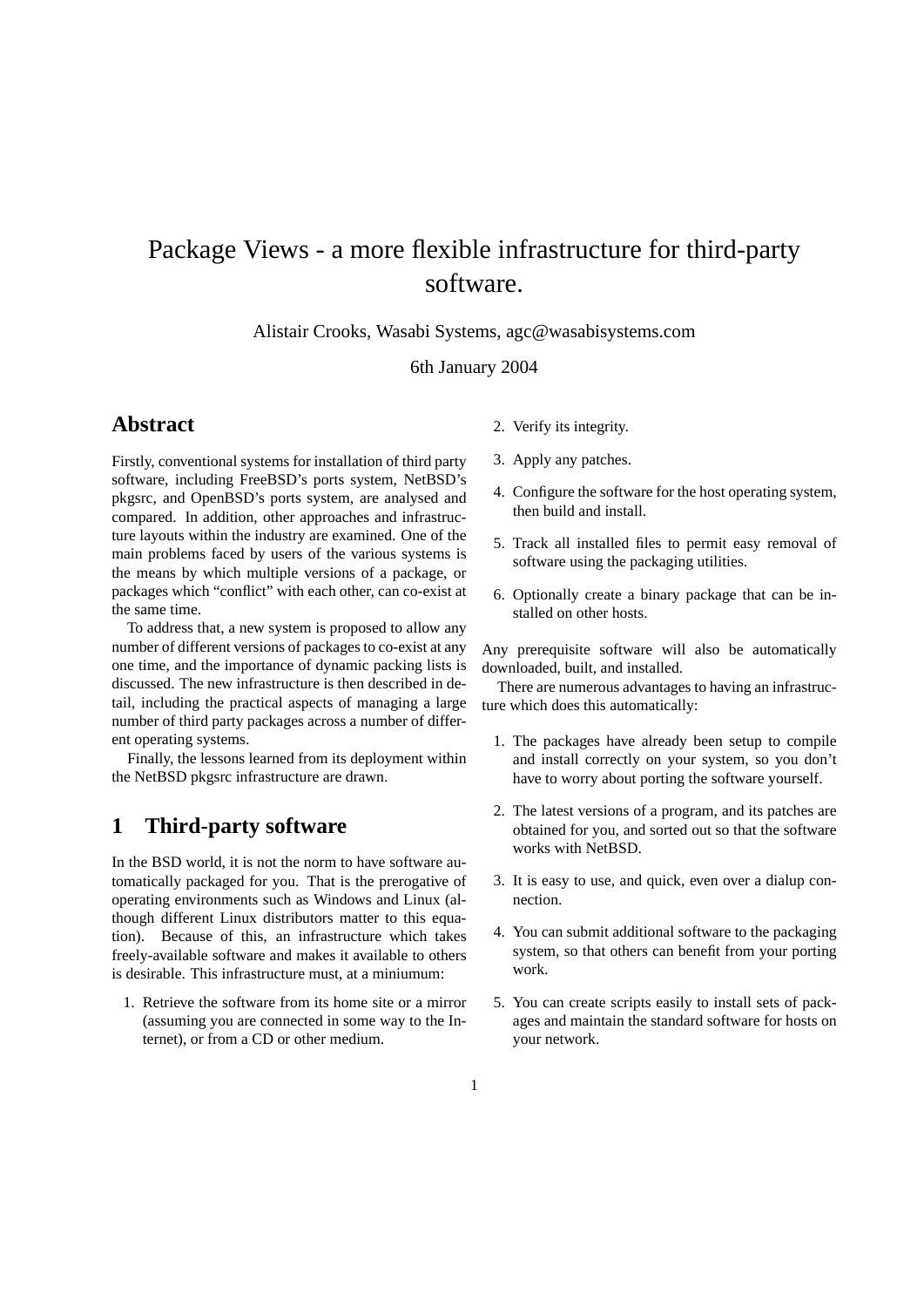// Package Views - a more flexible infrastructure for third-party software.

Alistair Crooks, Wasabi Systems, agc@wasabisystems.com

6th January 2004

## Abstract

Firstly, conventional systems for installation of third party software, including FreeBSD's ports system, NetBSD's pkgsrc, and OpenBSD's ports system, are analysed and compared. In addition, other approaches and infrastructure layouts within the industry are examined. One of the main problems faced by users of the various systems is the means by which multiple versions of a package, or packages which "conflict" with each other, can co-exist at the same time.

To address that, a new system is proposed to allow any number of different versions of packages to co-exist at any one time, and the importance of dynamic packing lists is discussed. The new infrastructure is then described in detail, including the practical aspects of managing a large number of third party packages across a number of different operating systems.

Finally, the lessons learned from its deployment within the NetBSD pkgsrc infrastructure are drawn.

## 1 Third-party software

In the BSD world, it is not the norm to have software automatically packaged for you. That is the prerogative of operating environments such as Windows and Linux (although different Linux distributors matter to this equation). Because of this, an infrastructure which takes freely-available software and makes it available to others is desirable. This infrastructure must, at a miniumum:

1. Retrieve the software from its home site or a mirror (assuming you are connected in some way to the Internet), or from a CD or other medium.
2. Verify its integrity.
3. Apply any patches.
4. Configure the software for the host operating system, then build and install.
5. Track all installed files to permit easy removal of software using the packaging utilities.
6. Optionally create a binary package that can be installed on other hosts.

Any prerequisite software will also be automatically downloaded, built, and installed.

There are numerous advantages to having an infrastructure which does this automatically:

1. The packages have already been setup to compile and install correctly on your system, so you don't have to worry about porting the software yourself.
2. The latest versions of a program, and its patches are obtained for you, and sorted out so that the software works with NetBSD.
3. It is easy to use, and quick, even over a dialup connection.
4. You can submit additional software to the packaging system, so that others can benefit from your porting work.
5. You can create scripts easily to install sets of packages and maintain the standard software for hosts on your network.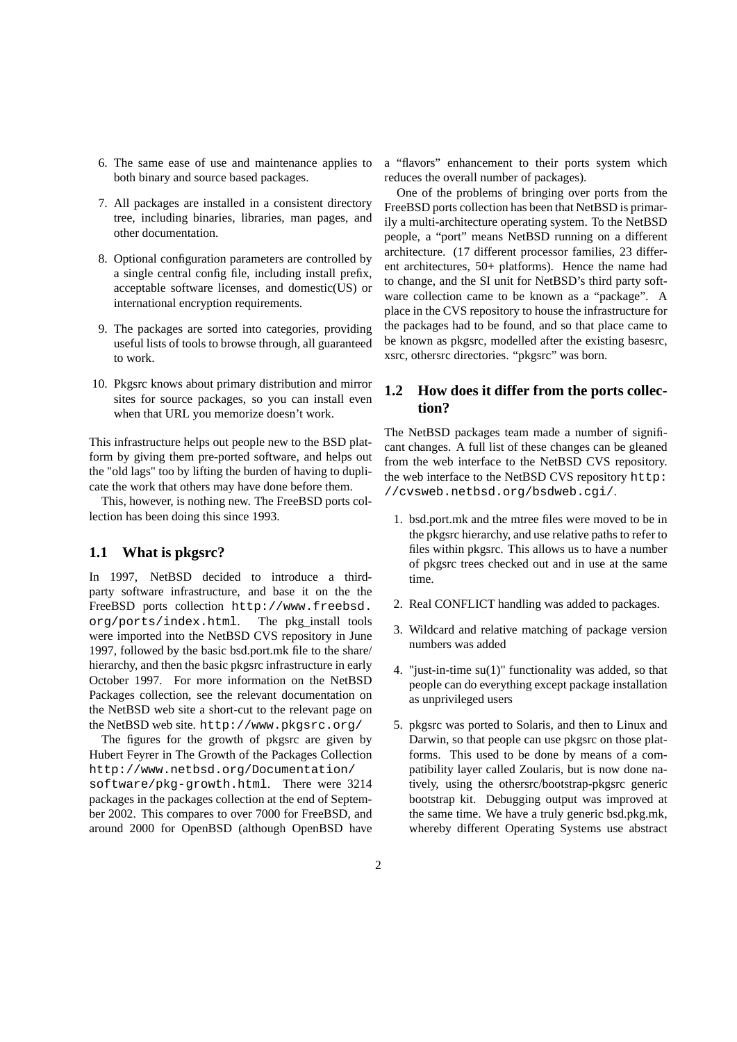6. The same ease of use and maintenance applies to both binary and source based packages.
7. All packages are installed in a consistent directory tree, including binaries, libraries, man pages, and other documentation.
8. Optional configuration parameters are controlled by a single central config file, including install prefix, acceptable software licenses, and domestic(US) or international encryption requirements.
9. The packages are sorted into categories, providing useful lists of tools to browse through, all guaranteed to work.
10. Pkgsrc knows about primary distribution and mirror sites for source packages, so you can install even when that URL you memorize doesn't work.

This infrastructure helps out people new to the BSD platform by giving them pre-ported software, and helps out the "old lags" too by lifting the burden of having to duplicate the work that others may have done before them.

This, however, is nothing new. The FreeBSD ports collection has been doing this since 1993.

## 1.1 What is pkgsrc?

In 1997, NetBSD decided to introduce a third-party software infrastructure, and base it on the the FreeBSD ports collection `http://www.freebsd.org/ports/index.html`. The pkg_install tools were imported into the NetBSD CVS repository in June 1997, followed by the basic bsd.port.mk file to the share/ hierarchy, and then the basic pkgsrc infrastructure in early October 1997. For more information on the NetBSD Packages collection, see the relevant documentation on the NetBSD web site a short-cut to the relevant page on the NetBSD web site. `http://www.pkgsrc.org/`

The figures for the growth of pkgsrc are given by Hubert Feyrer in The Growth of the Packages Collection `http://www.netbsd.org/Documentation/software/pkg-growth.html`. There were 3214 packages in the packages collection at the end of September 2002. This compares to over 7000 for FreeBSD, and around 2000 for OpenBSD (although OpenBSD have a "flavors" enhancement to their ports system which reduces the overall number of packages).

One of the problems of bringing over ports from the FreeBSD ports collection has been that NetBSD is primarily a multi-architecture operating system. To the NetBSD people, a "port" means NetBSD running on a different architecture. (17 different processor families, 23 different architectures, 50+ platforms). Hence the name had to change, and the SI unit for NetBSD's third party software collection came to be known as a "package". A place in the CVS repository to house the infrastructure for the packages had to be found, and so that place came to be known as pkgsrc, modelled after the existing basesrc, xsrc, othersrc directories. "pkgsrc" was born.

## 1.2 How does it differ from the ports collection?

The NetBSD packages team made a number of significant changes. A full list of these changes can be gleaned from the web interface to the NetBSD CVS repository. the web interface to the NetBSD CVS repository `http://cvsweb.netbsd.org/bsdweb.cgi/`.

1. bsd.port.mk and the mtree files were moved to be in the pkgsrc hierarchy, and use relative paths to refer to files within pkgsrc. This allows us to have a number of pkgsrc trees checked out and in use at the same time.
2. Real CONFLICT handling was added to packages.
3. Wildcard and relative matching of package version numbers was added
4. "just-in-time su(1)" functionality was added, so that people can do everything except package installation as unprivileged users
5. pkgsrc was ported to Solaris, and then to Linux and Darwin, so that people can use pkgsrc on those platforms. This used to be done by means of a compatibility layer called Zoularis, but is now done natively, using the othersrc/bootstrap-pkgsrc generic bootstrap kit. Debugging output was improved at the same time. We have a truly generic bsd.pkg.mk, whereby different Operating Systems use abstract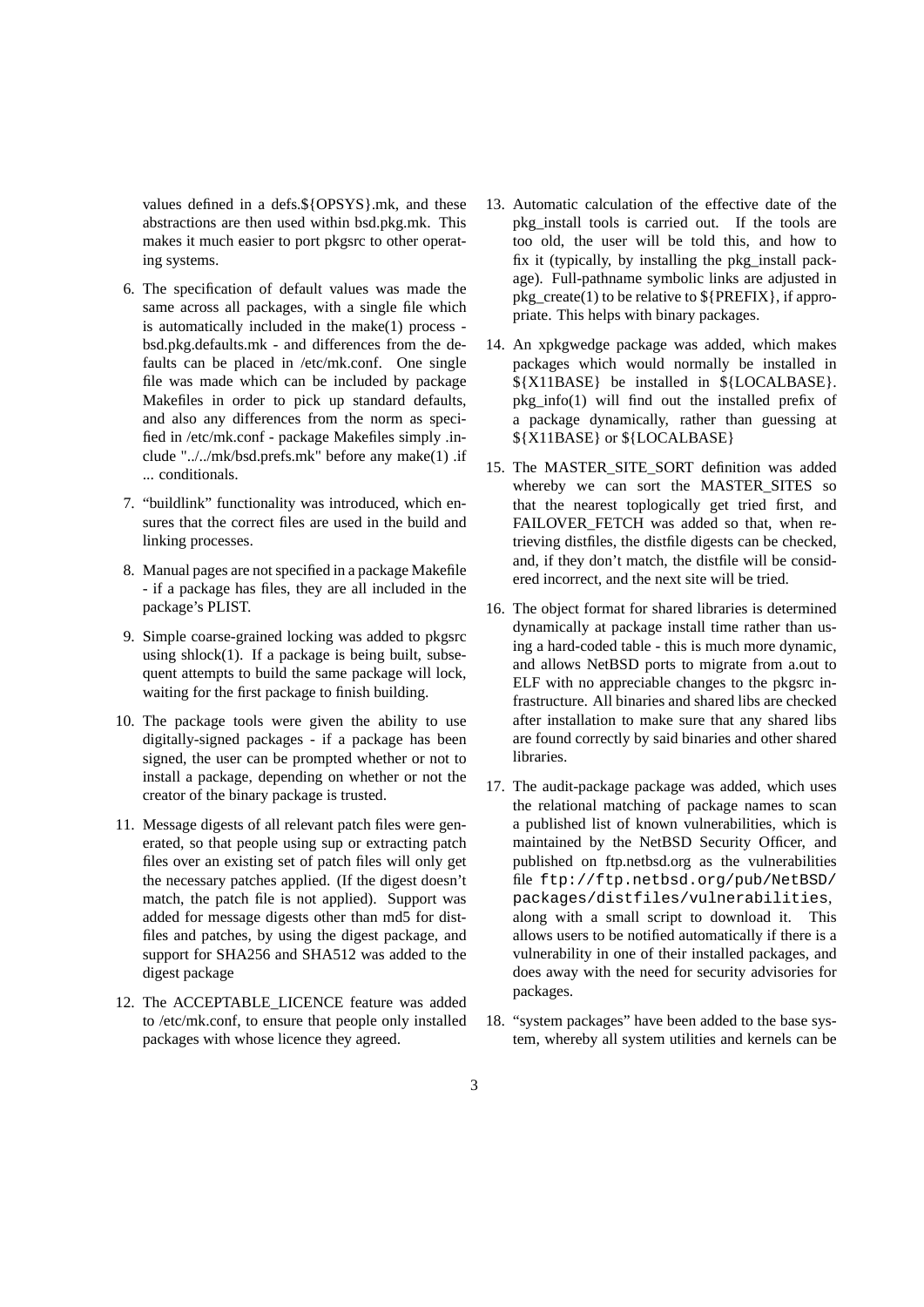values defined in a defs.${OPSYS}.mk, and these abstractions are then used within bsd.pkg.mk. This makes it much easier to port pkgsrc to other operating systems.

6. The specification of default values was made the same across all packages, with a single file which is automatically included in the make(1) process - bsd.pkg.defaults.mk - and differences from the defaults can be placed in /etc/mk.conf. One single file was made which can be included by package Makefiles in order to pick up standard defaults, and also any differences from the norm as specified in /etc/mk.conf - package Makefiles simply .include "../../mk/bsd.prefs.mk" before any make(1) .if ... conditionals.

7. "buildlink" functionality was introduced, which ensures that the correct files are used in the build and linking processes.

8. Manual pages are not specified in a package Makefile - if a package has files, they are all included in the package's PLIST.

9. Simple coarse-grained locking was added to pkgsrc using shlock(1). If a package is being built, subsequent attempts to build the same package will lock, waiting for the first package to finish building.

10. The package tools were given the ability to use digitally-signed packages - if a package has been signed, the user can be prompted whether or not to install a package, depending on whether or not the creator of the binary package is trusted.

11. Message digests of all relevant patch files were generated, so that people using sup or extracting patch files over an existing set of patch files will only get the necessary patches applied. (If the digest doesn't match, the patch file is not applied). Support was added for message digests other than md5 for distfiles and patches, by using the digest package, and support for SHA256 and SHA512 was added to the digest package

12. The ACCEPTABLE_LICENCE feature was added to /etc/mk.conf, to ensure that people only installed packages with whose licence they agreed.

13. Automatic calculation of the effective date of the pkg_install tools is carried out. If the tools are too old, the user will be told this, and how to fix it (typically, by installing the pkg_install package). Full-pathname symbolic links are adjusted in pkg_create(1) to be relative to ${PREFIX}, if appropriate. This helps with binary packages.

14. An xpkgwedge package was added, which makes packages which would normally be installed in ${X11BASE} be installed in ${LOCALBASE}. pkg_info(1) will find out the installed prefix of a package dynamically, rather than guessing at ${X11BASE} or ${LOCALBASE}

15. The MASTER_SITE_SORT definition was added whereby we can sort the MASTER_SITES so that the nearest toplogically get tried first, and FAILOVER_FETCH was added so that, when retrieving distfiles, the distfile digests can be checked, and, if they don't match, the distfile will be considered incorrect, and the next site will be tried.

16. The object format for shared libraries is determined dynamically at package install time rather than using a hard-coded table - this is much more dynamic, and allows NetBSD ports to migrate from a.out to ELF with no appreciable changes to the pkgsrc infrastructure. All binaries and shared libs are checked after installation to make sure that any shared libs are found correctly by said binaries and other shared libraries.

17. The audit-package package was added, which uses the relational matching of package names to scan a published list of known vulnerabilities, which is maintained by the NetBSD Security Officer, and published on ftp.netbsd.org as the vulnerabilities file `ftp://ftp.netbsd.org/pub/NetBSD/packages/distfiles/vulnerabilities`, along with a small script to download it. This allows users to be notified automatically if there is a vulnerability in one of their installed packages, and does away with the need for security advisories for packages.

18. "system packages" have been added to the base system, whereby all system utilities and kernels can be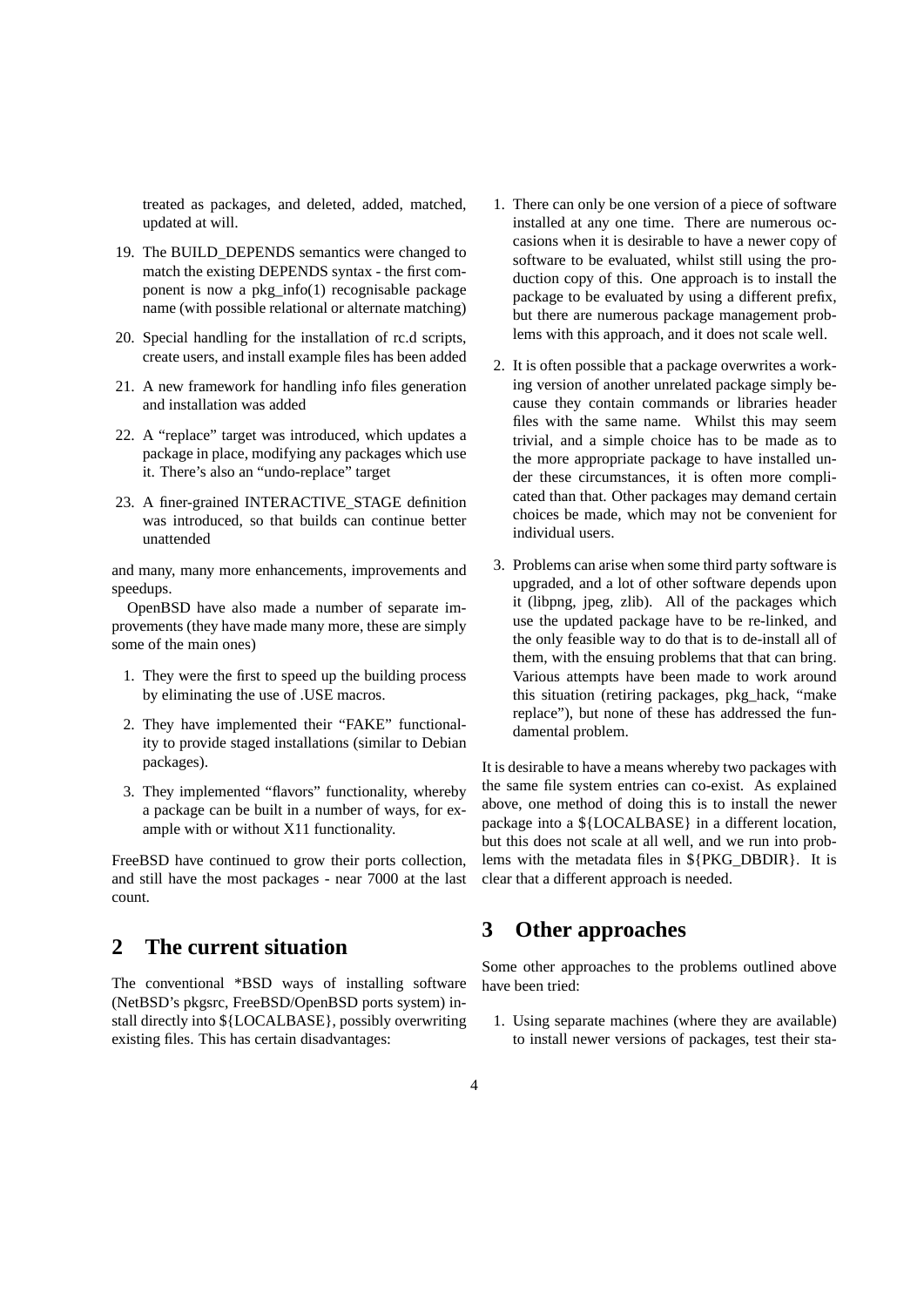treated as packages, and deleted, added, matched, updated at will.

19. The BUILD_DEPENDS semantics were changed to match the existing DEPENDS syntax - the first component is now a pkg_info(1) recognisable package name (with possible relational or alternate matching)
20. Special handling for the installation of rc.d scripts, create users, and install example files has been added
21. A new framework for handling info files generation and installation was added
22. A "replace" target was introduced, which updates a package in place, modifying any packages which use it. There's also an "undo-replace" target
23. A finer-grained INTERACTIVE_STAGE definition was introduced, so that builds can continue better unattended

and many, many more enhancements, improvements and speedups.

OpenBSD have also made a number of separate improvements (they have made many more, these are simply some of the main ones)

1. They were the first to speed up the building process by eliminating the use of .USE macros.
2. They have implemented their "FAKE" functionality to provide staged installations (similar to Debian packages).
3. They implemented "flavors" functionality, whereby a package can be built in a number of ways, for example with or without X11 functionality.

FreeBSD have continued to grow their ports collection, and still have the most packages - near 7000 at the last count.

## 2 The current situation

The conventional *BSD ways of installing software (NetBSD's pkgsrc, FreeBSD/OpenBSD ports system) install directly into ${LOCALBASE}, possibly overwriting existing files. This has certain disadvantages:

1. There can only be one version of a piece of software installed at any one time. There are numerous occasions when it is desirable to have a newer copy of software to be evaluated, whilst still using the production copy of this. One approach is to install the package to be evaluated by using a different prefix, but there are numerous package management problems with this approach, and it does not scale well.
2. It is often possible that a package overwrites a working version of another unrelated package simply because they contain commands or libraries header files with the same name. Whilst this may seem trivial, and a simple choice has to be made as to the more appropriate package to have installed under these circumstances, it is often more complicated than that. Other packages may demand certain choices be made, which may not be convenient for individual users.
3. Problems can arise when some third party software is upgraded, and a lot of other software depends upon it (libpng, jpeg, zlib). All of the packages which use the updated package have to be re-linked, and the only feasible way to do that is to de-install all of them, with the ensuing problems that that can bring. Various attempts have been made to work around this situation (retiring packages, pkg_hack, "make replace"), but none of these has addressed the fundamental problem.

It is desirable to have a means whereby two packages with the same file system entries can co-exist. As explained above, one method of doing this is to install the newer package into a ${LOCALBASE} in a different location, but this does not scale at all well, and we run into problems with the metadata files in ${PKG_DBDIR}. It is clear that a different approach is needed.

## 3 Other approaches

Some other approaches to the problems outlined above have been tried:

1. Using separate machines (where they are available) to install newer versions of packages, test their sta-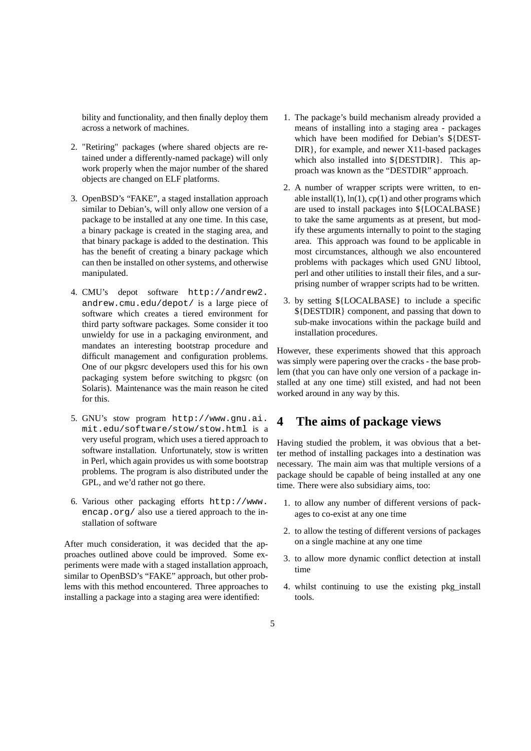bility and functionality, and then finally deploy them across a network of machines.

2. "Retiring" packages (where shared objects are retained under a differently-named package) will only work properly when the major number of the shared objects are changed on ELF platforms.

3. OpenBSD's "FAKE", a staged installation approach similar to Debian's, will only allow one version of a package to be installed at any one time. In this case, a binary package is created in the staging area, and that binary package is added to the destination. This has the benefit of creating a binary package which can then be installed on other systems, and otherwise manipulated.

4. CMU's depot software `http://andrew2.andrew.cmu.edu/depot/` is a large piece of software which creates a tiered environment for third party software packages. Some consider it too unwieldy for use in a packaging environment, and mandates an interesting bootstrap procedure and difficult management and configuration problems. One of our pkgsrc developers used this for his own packaging system before switching to pkgsrc (on Solaris). Maintenance was the main reason he cited for this.

5. GNU's stow program `http://www.gnu.ai.mit.edu/software/stow/stow.html` is a very useful program, which uses a tiered approach to software installation. Unfortunately, stow is written in Perl, which again provides us with some bootstrap problems. The program is also distributed under the GPL, and we'd rather not go there.

6. Various other packaging efforts `http://www.encap.org/` also use a tiered approach to the installation of software

After much consideration, it was decided that the approaches outlined above could be improved. Some experiments were made with a staged installation approach, similar to OpenBSD's "FAKE" approach, but other problems with this method encountered. Three approaches to installing a package into a staging area were identified:

1. The package's build mechanism already provided a means of installing into a staging area - packages which have been modified for Debian's ${DESTDIR}, for example, and newer X11-based packages which also installed into ${DESTDIR}. This approach was known as the "DESTDIR" approach.

2. A number of wrapper scripts were written, to enable install(1), ln(1), cp(1) and other programs which are used to install packages into ${LOCALBASE} to take the same arguments as at present, but modify these arguments internally to point to the staging area. This approach was found to be applicable in most circumstances, although we also encountered problems with packages which used GNU libtool, perl and other utilities to install their files, and a surprising number of wrapper scripts had to be written.

3. by setting ${LOCALBASE} to include a specific ${DESTDIR} component, and passing that down to sub-make invocations within the package build and installation procedures.

However, these experiments showed that this approach was simply were papering over the cracks - the base problem (that you can have only one version of a package installed at any one time) still existed, and had not been worked around in any way by this.

# 4 The aims of package views

Having studied the problem, it was obvious that a better method of installing packages into a destination was necessary. The main aim was that multiple versions of a package should be capable of being installed at any one time. There were also subsidiary aims, too:

1. to allow any number of different versions of packages to co-exist at any one time

2. to allow the testing of different versions of packages on a single machine at any one time

3. to allow more dynamic conflict detection at install time

4. whilst continuing to use the existing pkg_install tools.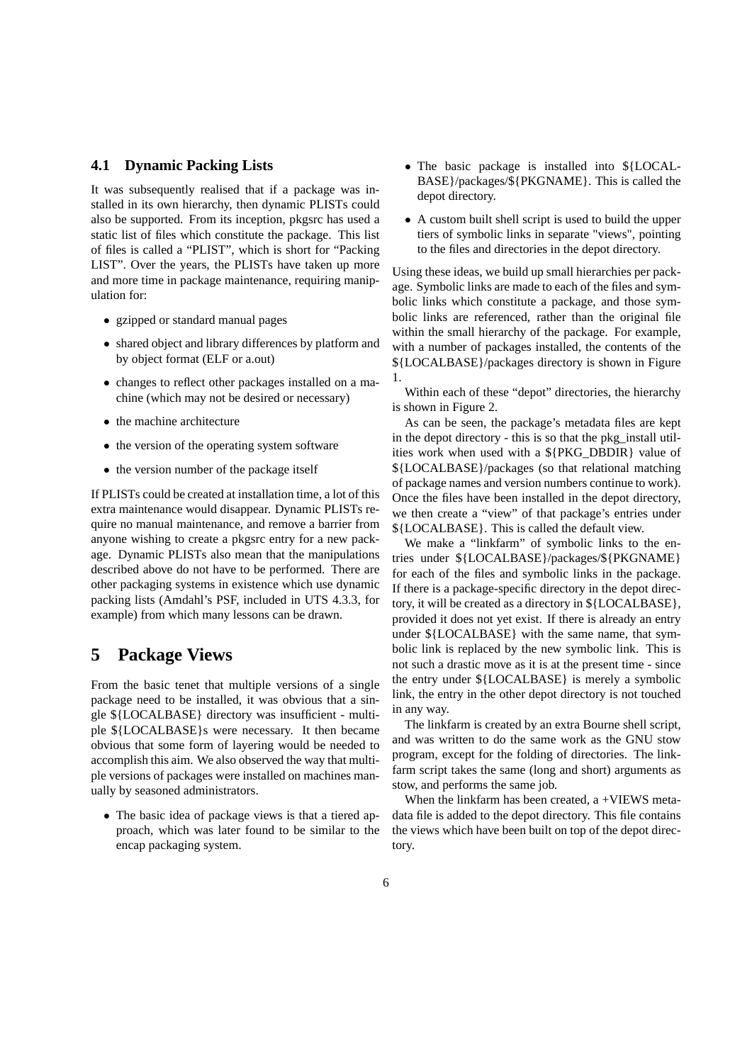### 4.1 Dynamic Packing Lists

It was subsequently realised that if a package was installed in its own hierarchy, then dynamic PLISTs could also be supported. From its inception, pkgsrc has used a static list of files which constitute the package. This list of files is called a "PLIST", which is short for "Packing LIST". Over the years, the PLISTs have taken up more and more time in package maintenance, requiring manipulation for:

- gzipped or standard manual pages
- shared object and library differences by platform and by object format (ELF or a.out)
- changes to reflect other packages installed on a machine (which may not be desired or necessary)
- the machine architecture
- the version of the operating system software
- the version number of the package itself

If PLISTs could be created at installation time, a lot of this extra maintenance would disappear. Dynamic PLISTs require no manual maintenance, and remove a barrier from anyone wishing to create a pkgsrc entry for a new package. Dynamic PLISTs also mean that the manipulations described above do not have to be performed. There are other packaging systems in existence which use dynamic packing lists (Amdahl's PSF, included in UTS 4.3.3, for example) from which many lessons can be drawn.

## 5 Package Views

From the basic tenet that multiple versions of a single package need to be installed, it was obvious that a single ${LOCALBASE} directory was insufficient - multiple ${LOCALBASE}s were necessary. It then became obvious that some form of layering would be needed to accomplish this aim. We also observed the way that multiple versions of packages were installed on machines manually by seasoned administrators.

- The basic idea of package views is that a tiered approach, which was later found to be similar to the encap packaging system.
- The basic package is installed into ${LOCALBASE}/packages/${PKGNAME}. This is called the depot directory.
- A custom built shell script is used to build the upper tiers of symbolic links in separate "views", pointing to the files and directories in the depot directory.

Using these ideas, we build up small hierarchies per package. Symbolic links are made to each of the files and symbolic links which constitute a package, and those symbolic links are referenced, rather than the original file within the small hierarchy of the package. For example, with a number of packages installed, the contents of the ${LOCALBASE}/packages directory is shown in Figure 1.

Within each of these "depot" directories, the hierarchy is shown in Figure 2.

As can be seen, the package's metadata files are kept in the depot directory - this is so that the pkg_install utilities work when used with a ${PKG_DBDIR} value of ${LOCALBASE}/packages (so that relational matching of package names and version numbers continue to work). Once the files have been installed in the depot directory, we then create a "view" of that package's entries under ${LOCALBASE}. This is called the default view.

We make a "linkfarm" of symbolic links to the entries under ${LOCALBASE}/packages/${PKGNAME} for each of the files and symbolic links in the package. If there is a package-specific directory in the depot directory, it will be created as a directory in ${LOCALBASE}, provided it does not yet exist. If there is already an entry under ${LOCALBASE} with the same name, that symbolic link is replaced by the new symbolic link. This is not such a drastic move as it is at the present time - since the entry under ${LOCALBASE} is merely a symbolic link, the entry in the other depot directory is not touched in any way.

The linkfarm is created by an extra Bourne shell script, and was written to do the same work as the GNU stow program, except for the folding of directories. The linkfarm script takes the same (long and short) arguments as stow, and performs the same job.

When the linkfarm has been created, a +VIEWS metadata file is added to the depot directory. This file contains the views which have been built on top of the depot directory.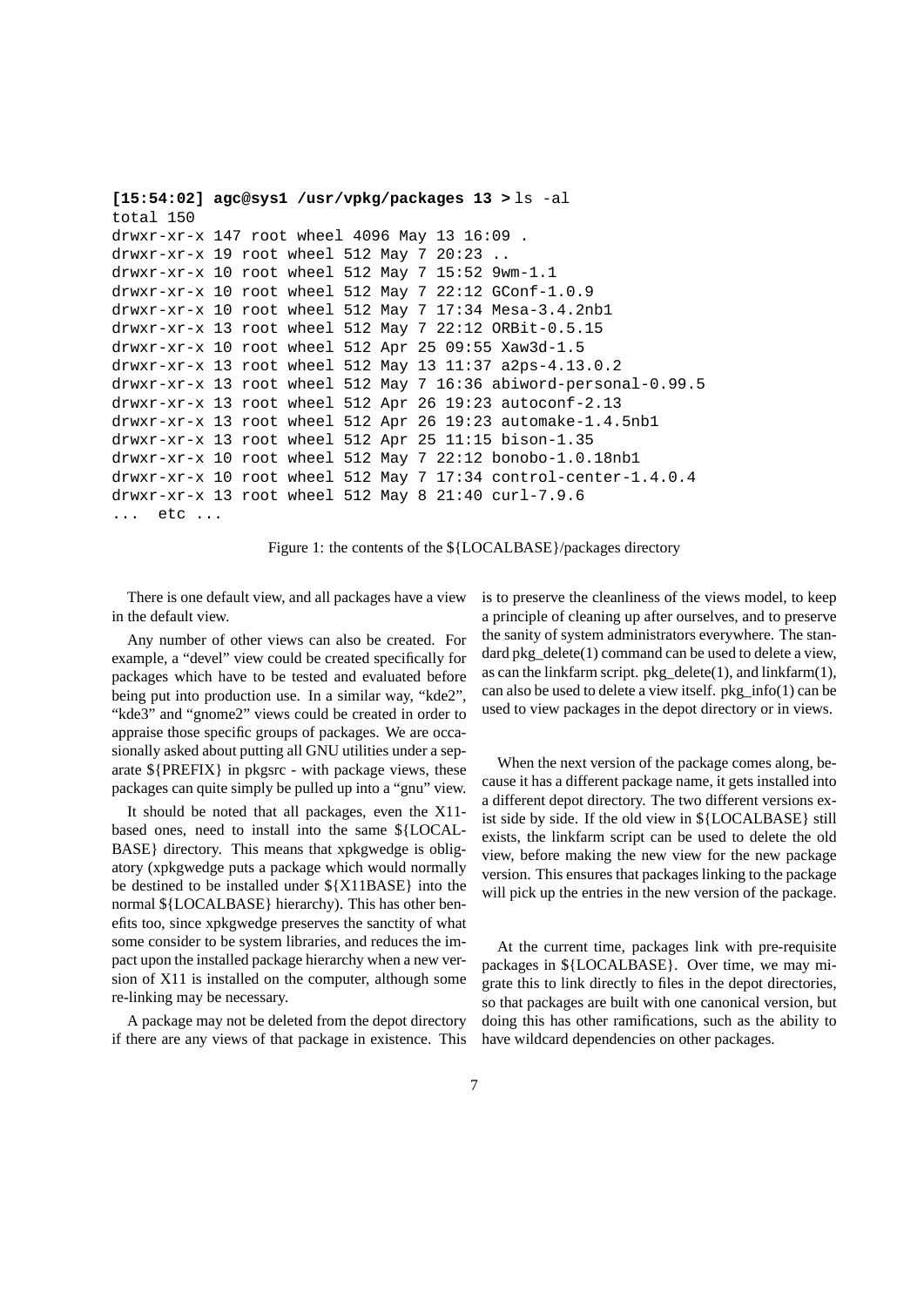```
[15:54:02] agc@sys1 /usr/vpkg/packages 13 > ls -al
total 150
drwxr-xr-x 147 root wheel 4096 May 13 16:09 .
drwxr-xr-x 19 root wheel 512 May 7 20:23 ..
drwxr-xr-x 10 root wheel 512 May 7 15:52 9wm-1.1
drwxr-xr-x 10 root wheel 512 May 7 22:12 GConf-1.0.9
drwxr-xr-x 10 root wheel 512 May 7 17:34 Mesa-3.4.2nb1
drwxr-xr-x 13 root wheel 512 May 7 22:12 ORBit-0.5.15
drwxr-xr-x 10 root wheel 512 Apr 25 09:55 Xaw3d-1.5
drwxr-xr-x 13 root wheel 512 May 13 11:37 a2ps-4.13.0.2
drwxr-xr-x 13 root wheel 512 May 7 16:36 abiword-personal-0.99.5
drwxr-xr-x 13 root wheel 512 Apr 26 19:23 autoconf-2.13
drwxr-xr-x 13 root wheel 512 Apr 26 19:23 automake-1.4.5nb1
drwxr-xr-x 13 root wheel 512 Apr 25 11:15 bison-1.35
drwxr-xr-x 10 root wheel 512 May 7 22:12 bonobo-1.0.18nb1
drwxr-xr-x 10 root wheel 512 May 7 17:34 control-center-1.4.0.4
drwxr-xr-x 13 root wheel 512 May 8 21:40 curl-7.9.6
... etc ...
```

Figure 1: the contents of the ${LOCALBASE}/packages directory

There is one default view, and all packages have a view in the default view.

Any number of other views can also be created. For example, a "devel" view could be created specifically for packages which have to be tested and evaluated before being put into production use. In a similar way, "kde2", "kde3" and "gnome2" views could be created in order to appraise those specific groups of packages. We are occasionally asked about putting all GNU utilities under a separate ${PREFIX} in pkgsrc - with package views, these packages can quite simply be pulled up into a "gnu" view.

It should be noted that all packages, even the X11-based ones, need to install into the same ${LOCALBASE} directory. This means that xpkgwedge is obligatory (xpkgwedge puts a package which would normally be destined to be installed under ${X11BASE} into the normal ${LOCALBASE} hierarchy). This has other benefits too, since xpkgwedge preserves the sanctity of what some consider to be system libraries, and reduces the impact upon the installed package hierarchy when a new version of X11 is installed on the computer, although some re-linking may be necessary.

A package may not be deleted from the depot directory if there are any views of that package in existence. This is to preserve the cleanliness of the views model, to keep a principle of cleaning up after ourselves, and to preserve the sanity of system administrators everywhere. The standard pkg_delete(1) command can be used to delete a view, as can the linkfarm script. pkg_delete(1), and linkfarm(1), can also be used to delete a view itself. pkg_info(1) can be used to view packages in the depot directory or in views.

When the next version of the package comes along, because it has a different package name, it gets installed into a different depot directory. The two different versions exist side by side. If the old view in ${LOCALBASE} still exists, the linkfarm script can be used to delete the old view, before making the new view for the new package version. This ensures that packages linking to the package will pick up the entries in the new version of the package.

At the current time, packages link with pre-requisite packages in ${LOCALBASE}. Over time, we may migrate this to link directly to files in the depot directories, so that packages are built with one canonical version, but doing this has other ramifications, such as the ability to have wildcard dependencies on other packages.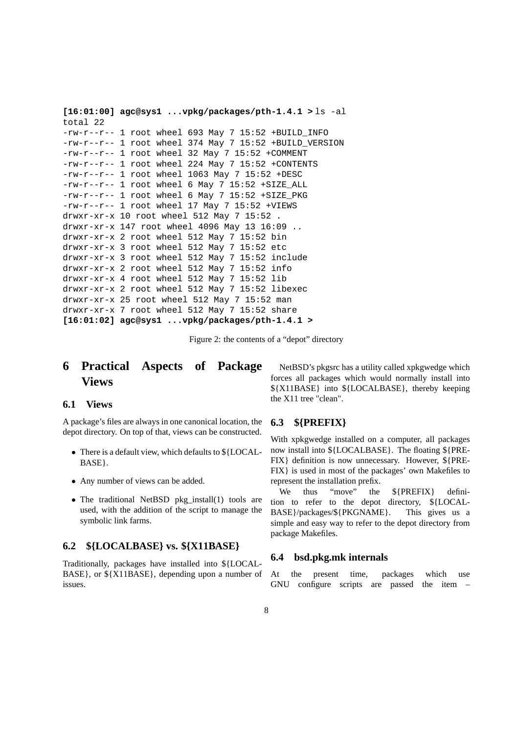```
[16:01:00] agc@sys1 ...vpkg/packages/pth-1.4.1 > ls -al
total 22
-rw-r--r-- 1 root wheel 693 May 7 15:52 +BUILD_INFO
-rw-r--r-- 1 root wheel 374 May 7 15:52 +BUILD_VERSION
-rw-r--r-- 1 root wheel 32 May 7 15:52 +COMMENT
-rw-r--r-- 1 root wheel 224 May 7 15:52 +CONTENTS
-rw-r--r-- 1 root wheel 1063 May 7 15:52 +DESC
-rw-r--r-- 1 root wheel 6 May 7 15:52 +SIZE_ALL
-rw-r--r-- 1 root wheel 6 May 7 15:52 +SIZE_PKG
-rw-r--r-- 1 root wheel 17 May 7 15:52 +VIEWS
drwxr-xr-x 10 root wheel 512 May 7 15:52 .
drwxr-xr-x 147 root wheel 4096 May 13 16:09 ..
drwxr-xr-x 2 root wheel 512 May 7 15:52 bin
drwxr-xr-x 3 root wheel 512 May 7 15:52 etc
drwxr-xr-x 3 root wheel 512 May 7 15:52 include
drwxr-xr-x 2 root wheel 512 May 7 15:52 info
drwxr-xr-x 4 root wheel 512 May 7 15:52 lib
drwxr-xr-x 2 root wheel 512 May 7 15:52 libexec
drwxr-xr-x 25 root wheel 512 May 7 15:52 man
drwxr-xr-x 7 root wheel 512 May 7 15:52 share
[16:01:02] agc@sys1 ...vpkg/packages/pth-1.4.1 >
```

Figure 2: the contents of a "depot" directory

# 6 Practical Aspects of Package Views

## 6.1 Views

A package's files are always in one canonical location, the depot directory. On top of that, views can be constructed.

- There is a default view, which defaults to ${LOCALBASE}.
- Any number of views can be added.
- The traditional NetBSD pkg_install(1) tools are used, with the addition of the script to manage the symbolic link farms.

## 6.2 ${LOCALBASE} vs. ${X11BASE}

Traditionally, packages have installed into ${LOCALBASE}, or ${X11BASE}, depending upon a number of issues.

NetBSD's pkgsrc has a utility called xpkgwedge which forces all packages which would normally install into ${X11BASE} into ${LOCALBASE}, thereby keeping the X11 tree "clean".

## 6.3 ${PREFIX}

With xpkgwedge installed on a computer, all packages now install into ${LOCALBASE}. The floating ${PREFIX} definition is now unnecessary. However, ${PREFIX} is used in most of the packages' own Makefiles to represent the installation prefix.

We thus "move" the ${PREFIX} definition to refer to the depot directory, ${LOCALBASE}/packages/${PKGNAME}. This gives us a simple and easy way to refer to the depot directory from package Makefiles.

## 6.4 bsd.pkg.mk internals

At the present time, packages which use GNU configure scripts are passed the item –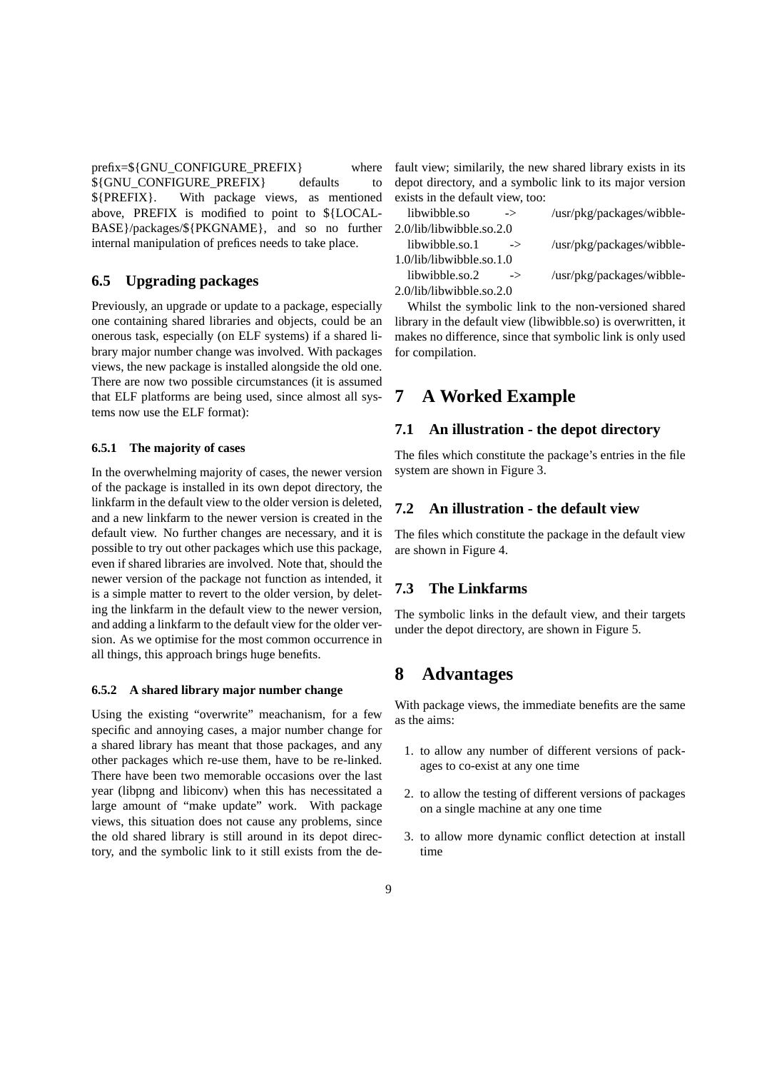prefix=${GNU_CONFIGURE_PREFIX} where ${GNU_CONFIGURE_PREFIX} defaults to ${PREFIX}. With package views, as mentioned above, PREFIX is modified to point to ${LOCALBASE}/packages/${PKGNAME}, and so no further internal manipulation of prefices needs to take place.

### 6.5 Upgrading packages

Previously, an upgrade or update to a package, especially one containing shared libraries and objects, could be an onerous task, especially (on ELF systems) if a shared library major number change was involved. With packages views, the new package is installed alongside the old one. There are now two possible circumstances (it is assumed that ELF platforms are being used, since almost all systems now use the ELF format):

#### 6.5.1 The majority of cases

In the overwhelming majority of cases, the newer version of the package is installed in its own depot directory, the linkfarm in the default view to the older version is deleted, and a new linkfarm to the newer version is created in the default view. No further changes are necessary, and it is possible to try out other packages which use this package, even if shared libraries are involved. Note that, should the newer version of the package not function as intended, it is a simple matter to revert to the older version, by deleting the linkfarm in the default view to the newer version, and adding a linkfarm to the default view for the older version. As we optimise for the most common occurrence in all things, this approach brings huge benefits.

#### 6.5.2 A shared library major number change

Using the existing "overwrite" meachanism, for a few specific and annoying cases, a major number change for a shared library has meant that those packages, and any other packages which re-use them, have to be re-linked. There have been two memorable occasions over the last year (libpng and libiconv) when this has necessitated a large amount of "make update" work. With package views, this situation does not cause any problems, since the old shared library is still around in its depot directory, and the symbolic link to it still exists from the default view; similarily, the new shared library exists in its depot directory, and a symbolic link to its major version exists in the default view, too:

libwibble.so -> /usr/pkg/packages/wibble-2.0/lib/libwibble.so.2.0
libwibble.so.1 -> /usr/pkg/packages/wibble-1.0/lib/libwibble.so.1.0
libwibble.so.2 -> /usr/pkg/packages/wibble-2.0/lib/libwibble.so.2.0

Whilst the symbolic link to the non-versioned shared library in the default view (libwibble.so) is overwritten, it makes no difference, since that symbolic link is only used for compilation.

## 7 A Worked Example

### 7.1 An illustration - the depot directory

The files which constitute the package's entries in the file system are shown in Figure 3.

### 7.2 An illustration - the default view

The files which constitute the package in the default view are shown in Figure 4.

### 7.3 The Linkfarms

The symbolic links in the default view, and their targets under the depot directory, are shown in Figure 5.

## 8 Advantages

With package views, the immediate benefits are the same as the aims:

1. to allow any number of different versions of packages to co-exist at any one time
2. to allow the testing of different versions of packages on a single machine at any one time
3. to allow more dynamic conflict detection at install time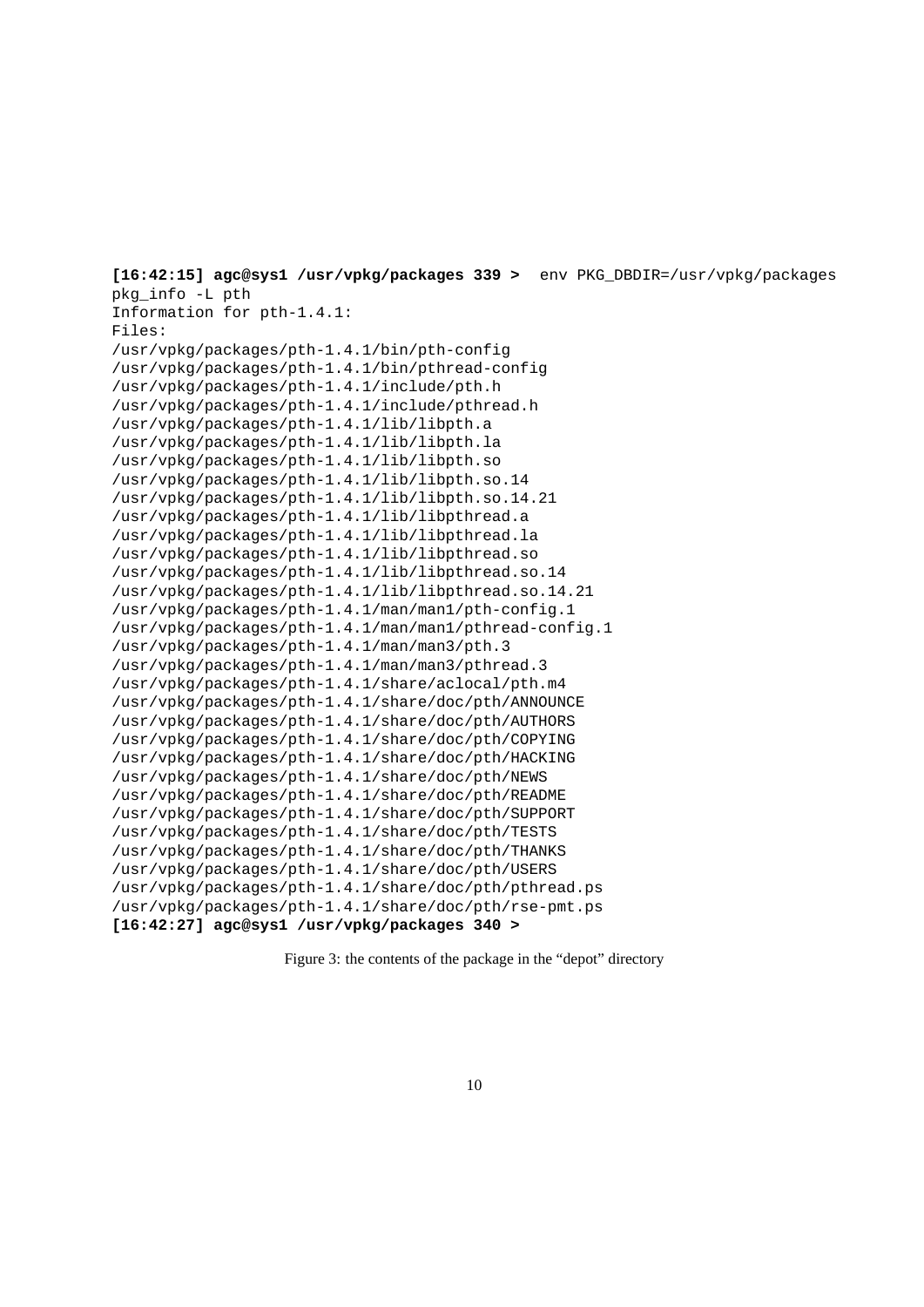```
[16:42:15] agc@sys1 /usr/vpkg/packages 339 >  env PKG_DBDIR=/usr/vpkg/packages
pkg_info -L pth
Information for pth-1.4.1:
Files:
/usr/vpkg/packages/pth-1.4.1/bin/pth-config
/usr/vpkg/packages/pth-1.4.1/bin/pthread-config
/usr/vpkg/packages/pth-1.4.1/include/pth.h
/usr/vpkg/packages/pth-1.4.1/include/pthread.h
/usr/vpkg/packages/pth-1.4.1/lib/libpth.a
/usr/vpkg/packages/pth-1.4.1/lib/libpth.la
/usr/vpkg/packages/pth-1.4.1/lib/libpth.so
/usr/vpkg/packages/pth-1.4.1/lib/libpth.so.14
/usr/vpkg/packages/pth-1.4.1/lib/libpth.so.14.21
/usr/vpkg/packages/pth-1.4.1/lib/libpthread.a
/usr/vpkg/packages/pth-1.4.1/lib/libpthread.la
/usr/vpkg/packages/pth-1.4.1/lib/libpthread.so
/usr/vpkg/packages/pth-1.4.1/lib/libpthread.so.14
/usr/vpkg/packages/pth-1.4.1/lib/libpthread.so.14.21
/usr/vpkg/packages/pth-1.4.1/man/man1/pth-config.1
/usr/vpkg/packages/pth-1.4.1/man/man1/pthread-config.1
/usr/vpkg/packages/pth-1.4.1/man/man3/pth.3
/usr/vpkg/packages/pth-1.4.1/man/man3/pthread.3
/usr/vpkg/packages/pth-1.4.1/share/aclocal/pth.m4
/usr/vpkg/packages/pth-1.4.1/share/doc/pth/ANNOUNCE
/usr/vpkg/packages/pth-1.4.1/share/doc/pth/AUTHORS
/usr/vpkg/packages/pth-1.4.1/share/doc/pth/COPYING
/usr/vpkg/packages/pth-1.4.1/share/doc/pth/HACKING
/usr/vpkg/packages/pth-1.4.1/share/doc/pth/NEWS
/usr/vpkg/packages/pth-1.4.1/share/doc/pth/README
/usr/vpkg/packages/pth-1.4.1/share/doc/pth/SUPPORT
/usr/vpkg/packages/pth-1.4.1/share/doc/pth/TESTS
/usr/vpkg/packages/pth-1.4.1/share/doc/pth/THANKS
/usr/vpkg/packages/pth-1.4.1/share/doc/pth/USERS
/usr/vpkg/packages/pth-1.4.1/share/doc/pth/pthread.ps
/usr/vpkg/packages/pth-1.4.1/share/doc/pth/rse-pmt.ps
[16:42:27] agc@sys1 /usr/vpkg/packages 340 >
```

Figure 3: the contents of the package in the "depot" directory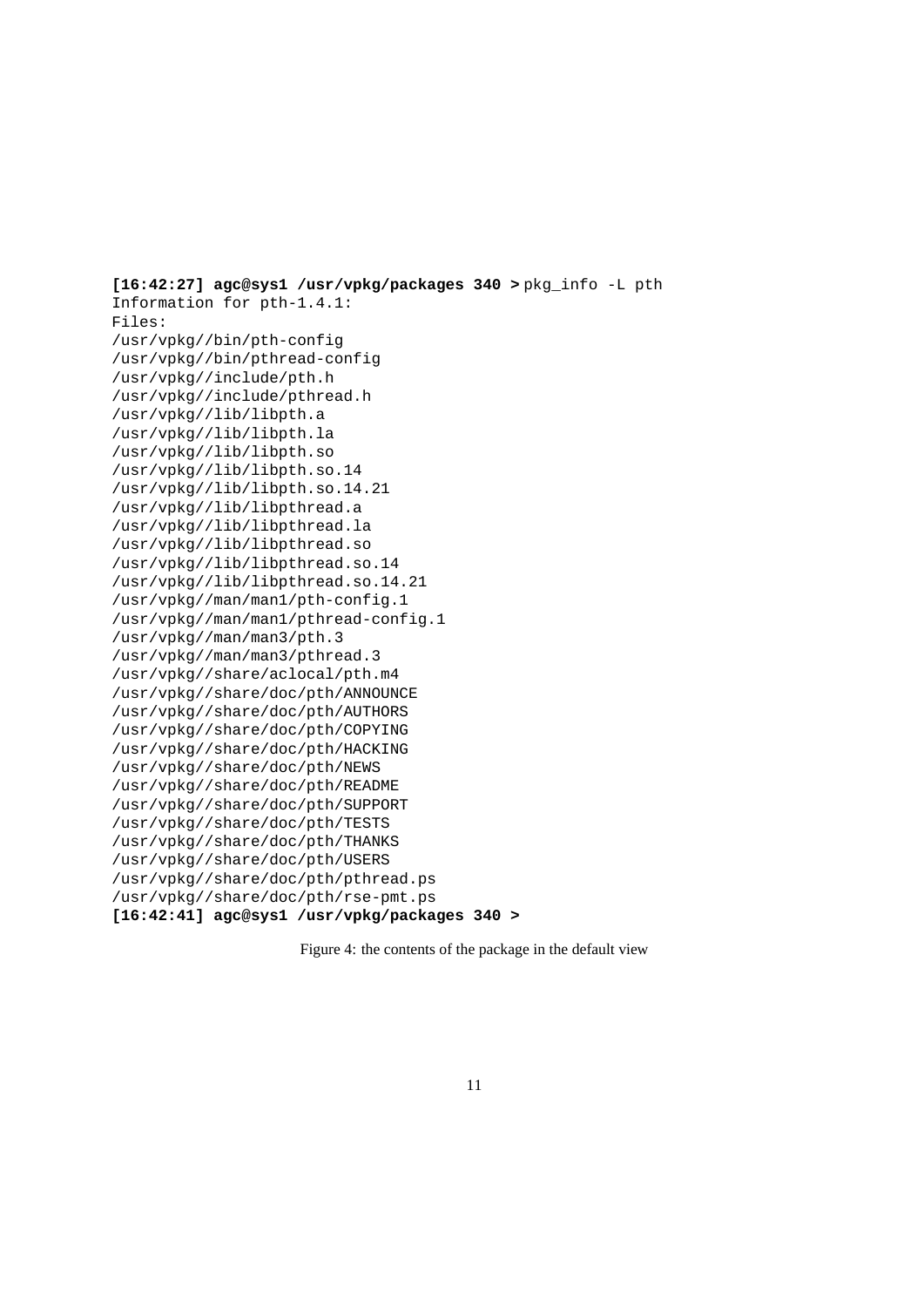```
[16:42:27] agc@sys1 /usr/vpkg/packages 340 > pkg_info -L pth
Information for pth-1.4.1:
Files:
/usr/vpkg//bin/pth-config
/usr/vpkg//bin/pthread-config
/usr/vpkg//include/pth.h
/usr/vpkg//include/pthread.h
/usr/vpkg//lib/libpth.a
/usr/vpkg//lib/libpth.la
/usr/vpkg//lib/libpth.so
/usr/vpkg//lib/libpth.so.14
/usr/vpkg//lib/libpth.so.14.21
/usr/vpkg//lib/libpthread.a
/usr/vpkg//lib/libpthread.la
/usr/vpkg//lib/libpthread.so
/usr/vpkg//lib/libpthread.so.14
/usr/vpkg//lib/libpthread.so.14.21
/usr/vpkg//man/man1/pth-config.1
/usr/vpkg//man/man1/pthread-config.1
/usr/vpkg//man/man3/pth.3
/usr/vpkg//man/man3/pthread.3
/usr/vpkg//share/aclocal/pth.m4
/usr/vpkg//share/doc/pth/ANNOUNCE
/usr/vpkg//share/doc/pth/AUTHORS
/usr/vpkg//share/doc/pth/COPYING
/usr/vpkg//share/doc/pth/HACKING
/usr/vpkg//share/doc/pth/NEWS
/usr/vpkg//share/doc/pth/README
/usr/vpkg//share/doc/pth/SUPPORT
/usr/vpkg//share/doc/pth/TESTS
/usr/vpkg//share/doc/pth/THANKS
/usr/vpkg//share/doc/pth/USERS
/usr/vpkg//share/doc/pth/pthread.ps
/usr/vpkg//share/doc/pth/rse-pmt.ps
[16:42:41] agc@sys1 /usr/vpkg/packages 340 >
```

Figure 4: the contents of the package in the default view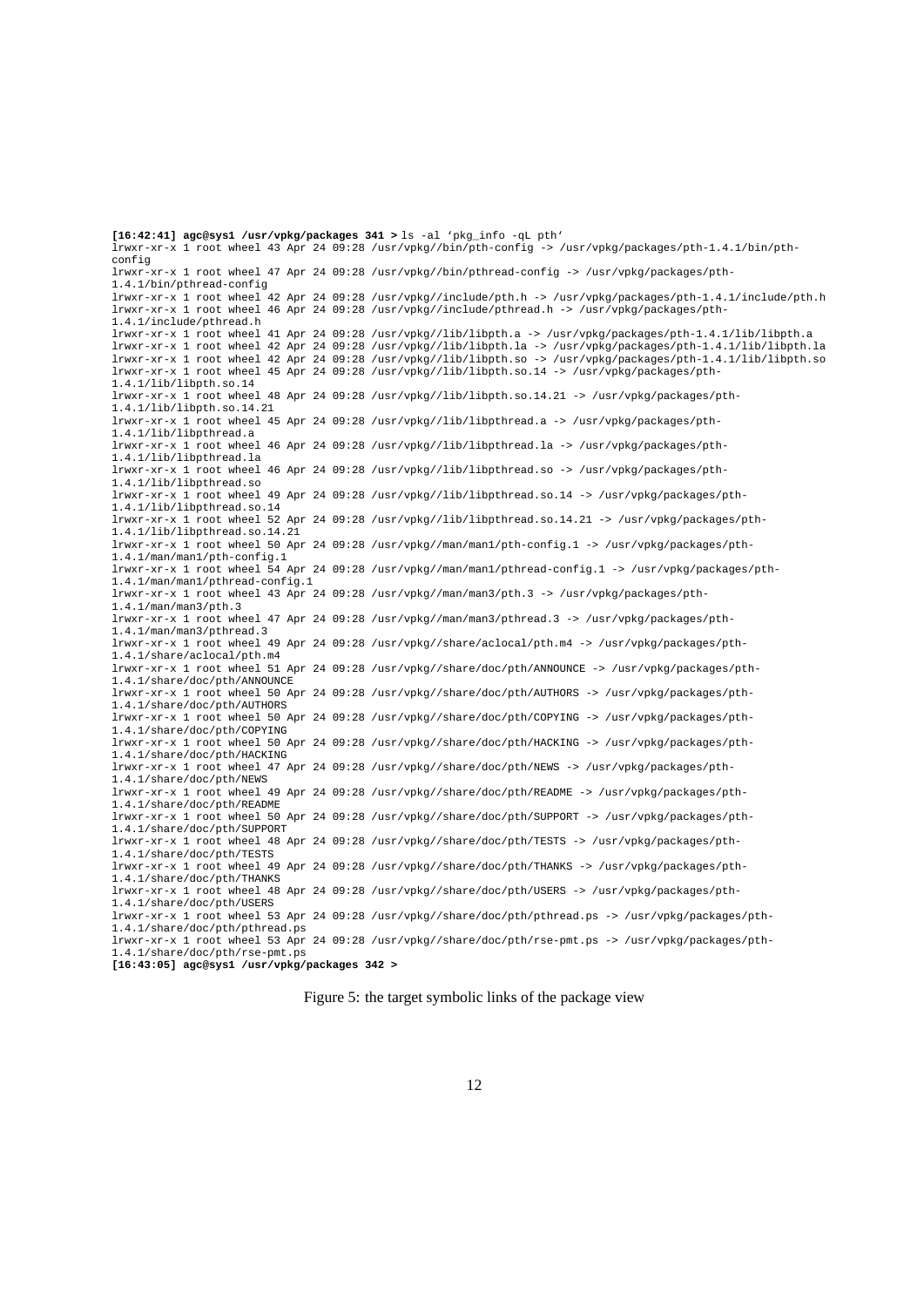```
[16:42:41] agc@sys1 /usr/vpkg/packages 341 > ls -al 'pkg_info -qL pth'
lrwxr-xr-x 1 root wheel 43 Apr 24 09:28 /usr/vpkg//bin/pth-config -> /usr/vpkg/packages/pth-1.4.1/bin/pth-config
lrwxr-xr-x 1 root wheel 47 Apr 24 09:28 /usr/vpkg//bin/pthread-config -> /usr/vpkg/packages/pth-1.4.1/bin/pthread-config
lrwxr-xr-x 1 root wheel 42 Apr 24 09:28 /usr/vpkg//include/pth.h -> /usr/vpkg/packages/pth-1.4.1/include/pth.h
lrwxr-xr-x 1 root wheel 46 Apr 24 09:28 /usr/vpkg//include/pthread.h -> /usr/vpkg/packages/pth-1.4.1/include/pthread.h
lrwxr-xr-x 1 root wheel 41 Apr 24 09:28 /usr/vpkg//lib/libpth.a -> /usr/vpkg/packages/pth-1.4.1/lib/libpth.a
lrwxr-xr-x 1 root wheel 42 Apr 24 09:28 /usr/vpkg//lib/libpth.la -> /usr/vpkg/packages/pth-1.4.1/lib/libpth.la
lrwxr-xr-x 1 root wheel 42 Apr 24 09:28 /usr/vpkg//lib/libpth.so -> /usr/vpkg/packages/pth-1.4.1/lib/libpth.so
lrwxr-xr-x 1 root wheel 45 Apr 24 09:28 /usr/vpkg//lib/libpth.so.14 -> /usr/vpkg/packages/pth-1.4.1/lib/libpth.so.14
lrwxr-xr-x 1 root wheel 48 Apr 24 09:28 /usr/vpkg//lib/libpth.so.14.21 -> /usr/vpkg/packages/pth-1.4.1/lib/libpth.so.14.21
lrwxr-xr-x 1 root wheel 45 Apr 24 09:28 /usr/vpkg//lib/libpthread.a -> /usr/vpkg/packages/pth-1.4.1/lib/libpthread.a
lrwxr-xr-x 1 root wheel 46 Apr 24 09:28 /usr/vpkg//lib/libpthread.la -> /usr/vpkg/packages/pth-1.4.1/lib/libpthread.la
lrwxr-xr-x 1 root wheel 46 Apr 24 09:28 /usr/vpkg//lib/libpthread.so -> /usr/vpkg/packages/pth-1.4.1/lib/libpthread.so
lrwxr-xr-x 1 root wheel 49 Apr 24 09:28 /usr/vpkg//lib/libpthread.so.14 -> /usr/vpkg/packages/pth-1.4.1/lib/libpthread.so.14
lrwxr-xr-x 1 root wheel 52 Apr 24 09:28 /usr/vpkg//lib/libpthread.so.14.21 -> /usr/vpkg/packages/pth-1.4.1/lib/libpthread.so.14.21
lrwxr-xr-x 1 root wheel 50 Apr 24 09:28 /usr/vpkg//man/man1/pth-config.1 -> /usr/vpkg/packages/pth-1.4.1/man/man1/pth-config.1
lrwxr-xr-x 1 root wheel 54 Apr 24 09:28 /usr/vpkg//man/man1/pthread-config.1 -> /usr/vpkg/packages/pth-1.4.1/man/man1/pthread-config.1
lrwxr-xr-x 1 root wheel 43 Apr 24 09:28 /usr/vpkg//man/man3/pth.3 -> /usr/vpkg/packages/pth-1.4.1/man/man3/pth.3
lrwxr-xr-x 1 root wheel 47 Apr 24 09:28 /usr/vpkg//man/man3/pthread.3 -> /usr/vpkg/packages/pth-1.4.1/man/man3/pthread.3
lrwxr-xr-x 1 root wheel 49 Apr 24 09:28 /usr/vpkg//share/aclocal/pth.m4 -> /usr/vpkg/packages/pth-1.4.1/share/aclocal/pth.m4
lrwxr-xr-x 1 root wheel 51 Apr 24 09:28 /usr/vpkg//share/doc/pth/ANNOUNCE -> /usr/vpkg/packages/pth-1.4.1/share/doc/pth/ANNOUNCE
lrwxr-xr-x 1 root wheel 50 Apr 24 09:28 /usr/vpkg//share/doc/pth/AUTHORS -> /usr/vpkg/packages/pth-1.4.1/share/doc/pth/AUTHORS
lrwxr-xr-x 1 root wheel 50 Apr 24 09:28 /usr/vpkg//share/doc/pth/COPYING -> /usr/vpkg/packages/pth-1.4.1/share/doc/pth/COPYING
lrwxr-xr-x 1 root wheel 50 Apr 24 09:28 /usr/vpkg//share/doc/pth/HACKING -> /usr/vpkg/packages/pth-1.4.1/share/doc/pth/HACKING
lrwxr-xr-x 1 root wheel 47 Apr 24 09:28 /usr/vpkg//share/doc/pth/NEWS -> /usr/vpkg/packages/pth-1.4.1/share/doc/pth/NEWS
lrwxr-xr-x 1 root wheel 49 Apr 24 09:28 /usr/vpkg//share/doc/pth/README -> /usr/vpkg/packages/pth-1.4.1/share/doc/pth/README
lrwxr-xr-x 1 root wheel 50 Apr 24 09:28 /usr/vpkg//share/doc/pth/SUPPORT -> /usr/vpkg/packages/pth-1.4.1/share/doc/pth/SUPPORT
lrwxr-xr-x 1 root wheel 48 Apr 24 09:28 /usr/vpkg//share/doc/pth/TESTS -> /usr/vpkg/packages/pth-1.4.1/share/doc/pth/TESTS
lrwxr-xr-x 1 root wheel 49 Apr 24 09:28 /usr/vpkg//share/doc/pth/THANKS -> /usr/vpkg/packages/pth-1.4.1/share/doc/pth/THANKS
lrwxr-xr-x 1 root wheel 48 Apr 24 09:28 /usr/vpkg//share/doc/pth/USERS -> /usr/vpkg/packages/pth-1.4.1/share/doc/pth/USERS
lrwxr-xr-x 1 root wheel 53 Apr 24 09:28 /usr/vpkg//share/doc/pth/pthread.ps -> /usr/vpkg/packages/pth-1.4.1/share/doc/pth/pthread.ps
lrwxr-xr-x 1 root wheel 53 Apr 24 09:28 /usr/vpkg//share/doc/pth/rse-pmt.ps -> /usr/vpkg/packages/pth-1.4.1/share/doc/pth/rse-pmt.ps
[16:43:05] agc@sys1 /usr/vpkg/packages 342 >
```

Figure 5: the target symbolic links of the package view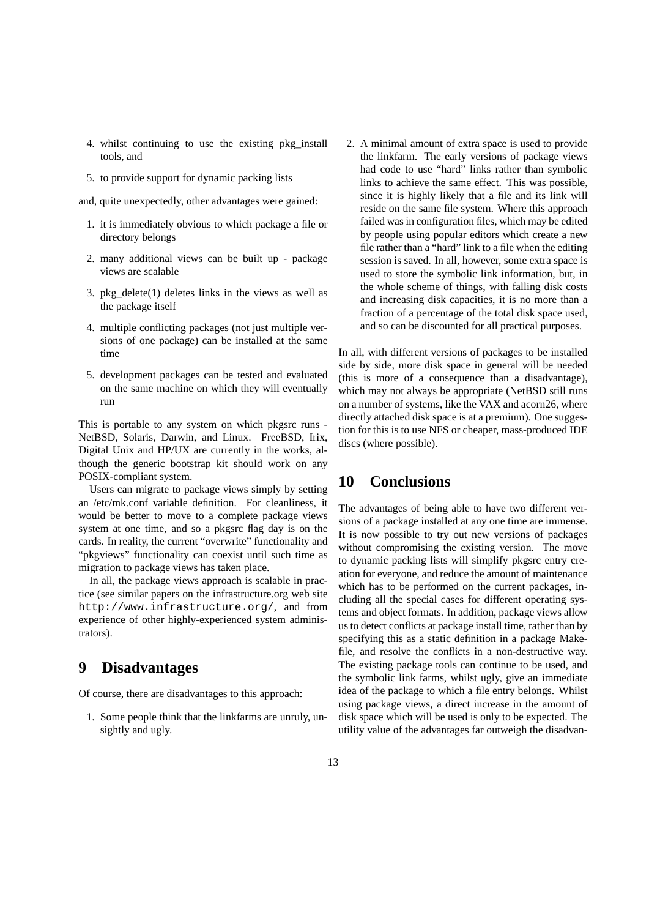4. whilst continuing to use the existing pkg_install tools, and
5. to provide support for dynamic packing lists

and, quite unexpectedly, other advantages were gained:

1. it is immediately obvious to which package a file or directory belongs
2. many additional views can be built up - package views are scalable
3. pkg_delete(1) deletes links in the views as well as the package itself
4. multiple conflicting packages (not just multiple versions of one package) can be installed at the same time
5. development packages can be tested and evaluated on the same machine on which they will eventually run

This is portable to any system on which pkgsrc runs - NetBSD, Solaris, Darwin, and Linux. FreeBSD, Irix, Digital Unix and HP/UX are currently in the works, although the generic bootstrap kit should work on any POSIX-compliant system.

Users can migrate to package views simply by setting an /etc/mk.conf variable definition. For cleanliness, it would be better to move to a complete package views system at one time, and so a pkgsrc flag day is on the cards. In reality, the current "overwrite" functionality and "pkgviews" functionality can coexist until such time as migration to package views has taken place.

In all, the package views approach is scalable in practice (see similar papers on the infrastructure.org web site `http://www.infrastructure.org/`, and from experience of other highly-experienced system administrators).

# 9 Disadvantages

Of course, there are disadvantages to this approach:

1. Some people think that the linkfarms are unruly, unsightly and ugly.
2. A minimal amount of extra space is used to provide the linkfarm. The early versions of package views had code to use "hard" links rather than symbolic links to achieve the same effect. This was possible, since it is highly likely that a file and its link will reside on the same file system. Where this approach failed was in configuration files, which may be edited by people using popular editors which create a new file rather than a "hard" link to a file when the editing session is saved. In all, however, some extra space is used to store the symbolic link information, but, in the whole scheme of things, with falling disk costs and increasing disk capacities, it is no more than a fraction of a percentage of the total disk space used, and so can be discounted for all practical purposes.

In all, with different versions of packages to be installed side by side, more disk space in general will be needed (this is more of a consequence than a disadvantage), which may not always be appropriate (NetBSD still runs on a number of systems, like the VAX and acorn26, where directly attached disk space is at a premium). One suggestion for this is to use NFS or cheaper, mass-produced IDE discs (where possible).

# 10 Conclusions

The advantages of being able to have two different versions of a package installed at any one time are immense. It is now possible to try out new versions of packages without compromising the existing version. The move to dynamic packing lists will simplify pkgsrc entry creation for everyone, and reduce the amount of maintenance which has to be performed on the current packages, including all the special cases for different operating systems and object formats. In addition, package views allow us to detect conflicts at package install time, rather than by specifying this as a static definition in a package Makefile, and resolve the conflicts in a non-destructive way. The existing package tools can continue to be used, and the symbolic link farms, whilst ugly, give an immediate idea of the package to which a file entry belongs. Whilst using package views, a direct increase in the amount of disk space which will be used is only to be expected. The utility value of the advantages far outweigh the disadvan-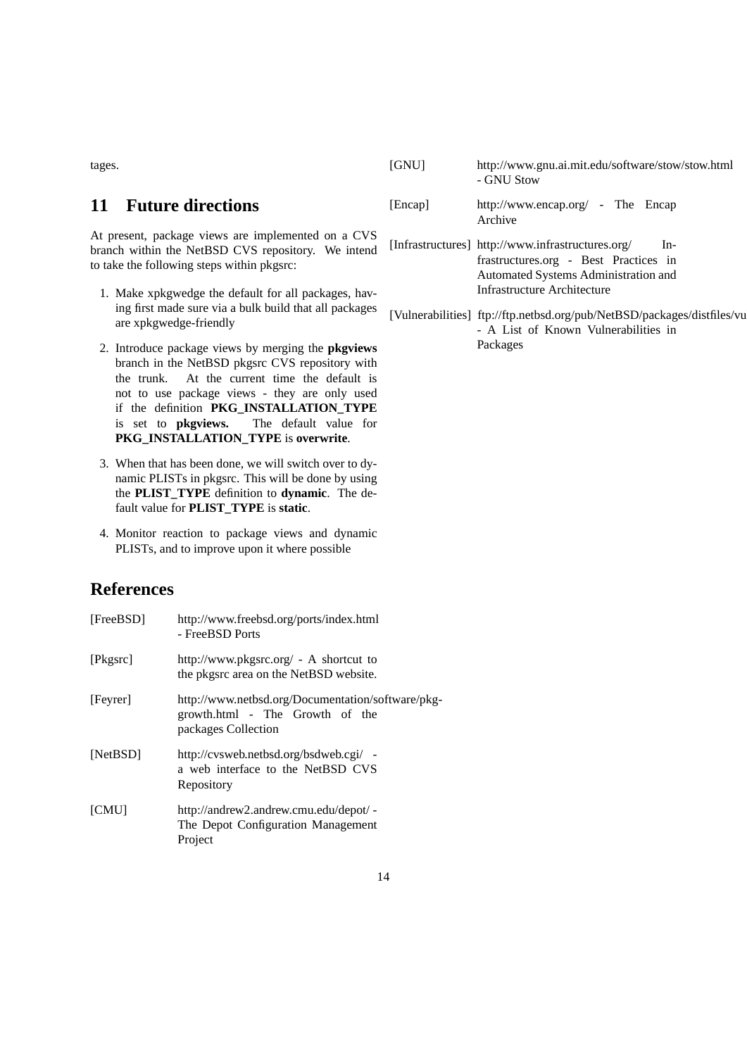tages.

## 11 Future directions

At present, package views are implemented on a CVS branch within the NetBSD CVS repository. We intend to take the following steps within pkgsrc:

1. Make xpkgwedge the default for all packages, having first made sure via a bulk build that all packages are xpkgwedge-friendly
2. Introduce package views by merging the **pkgviews** branch in the NetBSD pkgsrc CVS repository with the trunk. At the current time the default is not to use package views - they are only used if the definition **PKG_INSTALLATION_TYPE** is set to **pkgviews.** The default value for **PKG_INSTALLATION_TYPE** is **overwrite**.
3. When that has been done, we will switch over to dynamic PLISTs in pkgsrc. This will be done by using the **PLIST_TYPE** definition to **dynamic**. The default value for **PLIST_TYPE** is **static**.
4. Monitor reaction to package views and dynamic PLISTs, and to improve upon it where possible

## References

[FreeBSD] http://www.freebsd.org/ports/index.html - FreeBSD Ports

[Pkgsrc] http://www.pkgsrc.org/ - A shortcut to the pkgsrc area on the NetBSD website.

[Feyrer] http://www.netbsd.org/Documentation/software/pkg-growth.html - The Growth of the packages Collection

[NetBSD] http://cvsweb.netbsd.org/bsdweb.cgi/ - a web interface to the NetBSD CVS Repository

[CMU] http://andrew2.andrew.cmu.edu/depot/ - The Depot Configuration Management Project

[GNU] http://www.gnu.ai.mit.edu/software/stow/stow.html - GNU Stow

[Encap] http://www.encap.org/ - The Encap Archive

[Infrastructures] http://www.infrastructures.org/ Infrastructures.org - Best Practices in Automated Systems Administration and Infrastructure Architecture

[Vulnerabilities] ftp://ftp.netbsd.org/pub/NetBSD/packages/distfiles/vu - A List of Known Vulnerabilities in Packages